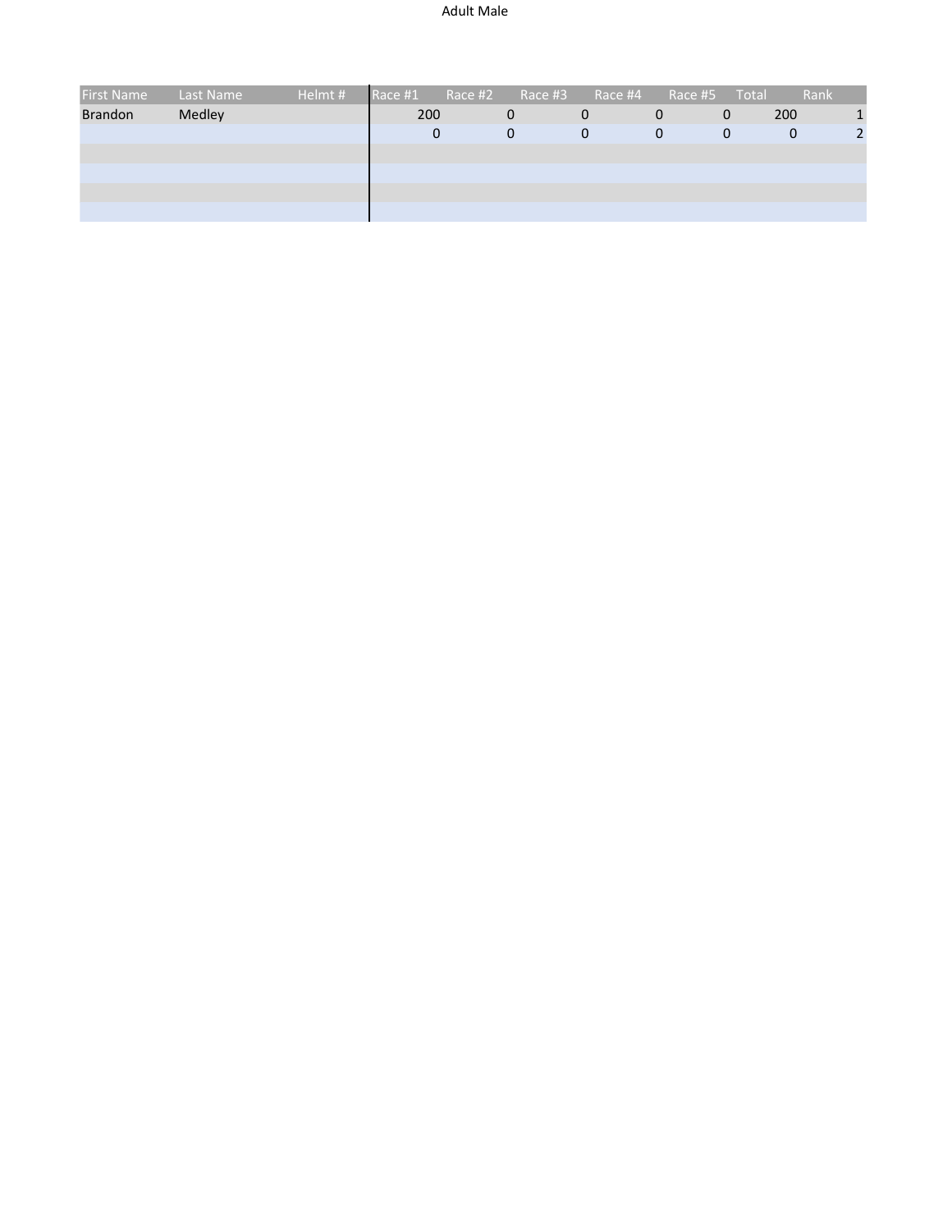# Adult Male

| First Name | Last Name | Helmt # | Race #1 | Race #2 | Race #3 | Race #4 | Race #5 | Total | Rank |
|---|---|---|---|---|---|---|---|---|---|
| Brandon | Medley | | 200 | 0 | 0 | 0 | 0 | 200 | 1 |
| | | | 0 | 0 | 0 | 0 | 0 | 0 | 2 |
| | | | | | | | | | |
| | | | | | | | | | |
| | | | | | | | | | |
| | | | | | | | | | |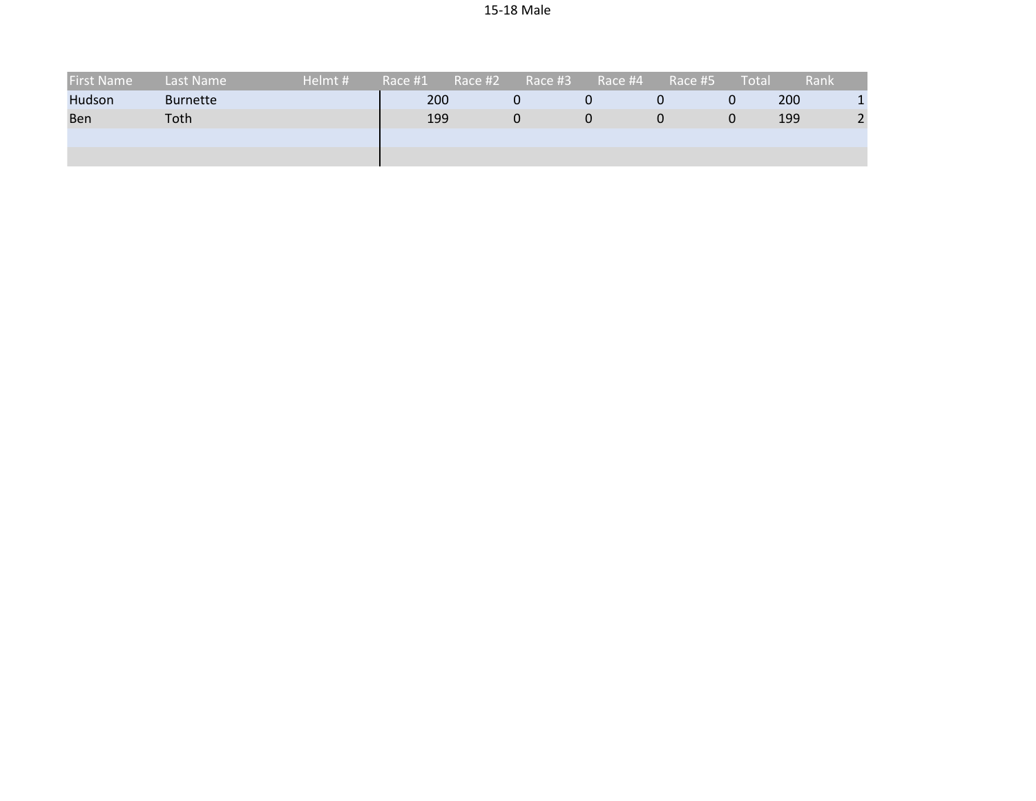# 15-18 Male

| First Name | Last Name | Helmt # | Race #1 | Race #2 | Race #3 | Race #4 | Race #5 | Total | Rank |
|---|---|---|---|---|---|---|---|---|---|
| Hudson | Burnette | | 200 | 0 | 0 | 0 | 0 | 200 | 1 |
| Ben | Toth | | 199 | 0 | 0 | 0 | 0 | 199 | 2 |
| | | | | | | | | | |
| | | | | | | | | | |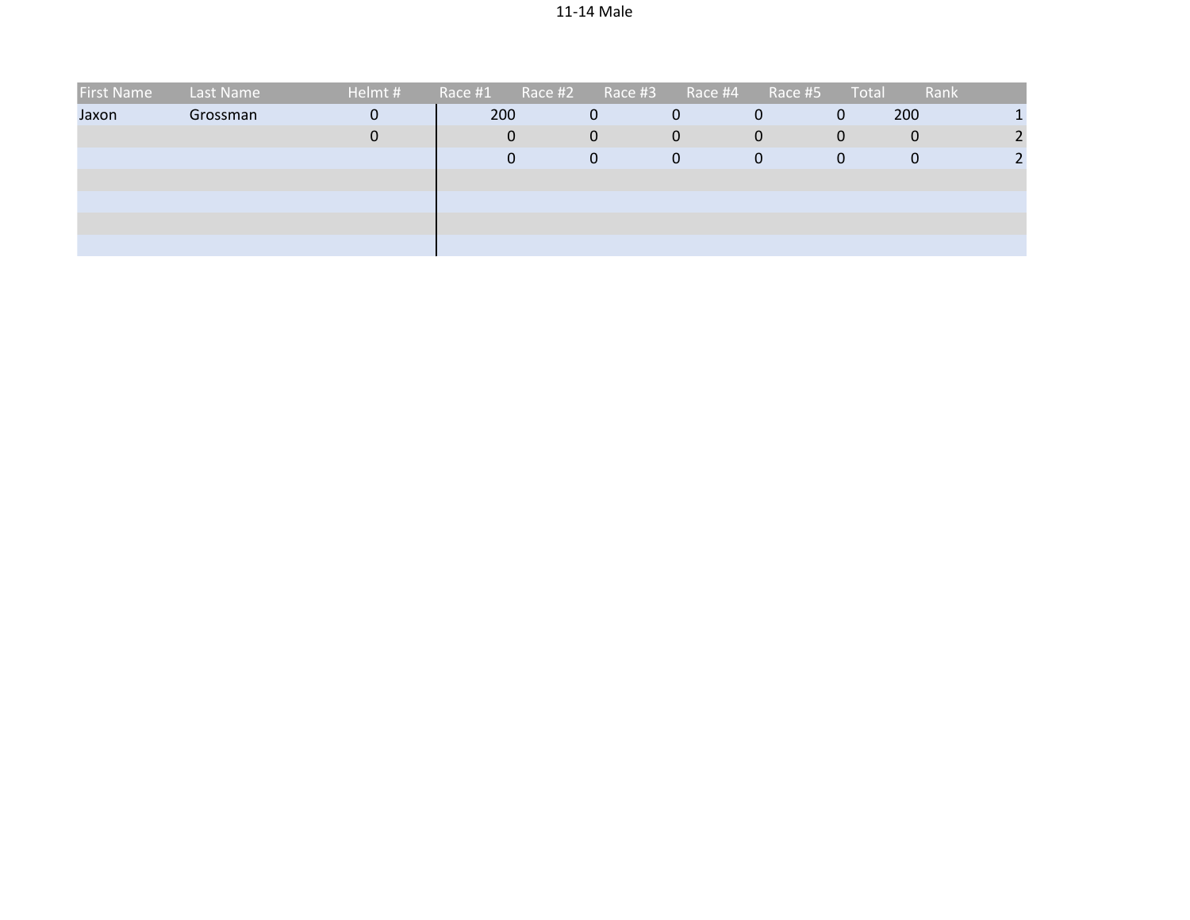11-14 Male

| First Name | Last Name | Helmt # | Race #1 | Race #2 | Race #3 | Race #4 | Race #5 | Total | Rank |
|---|---|---|---|---|---|---|---|---|---|
| Jaxon | Grossman | 0 | 200 | 0 | 0 | 0 | 0 | 200 | 1 |
| | | 0 | 0 | 0 | 0 | 0 | 0 | 0 | 2 |
| | | | 0 | 0 | 0 | 0 | 0 | 0 | 2 |
| | | | | | | | | | |
| | | | | | | | | | |
| | | | | | | | | | |
| | | | | | | | | | |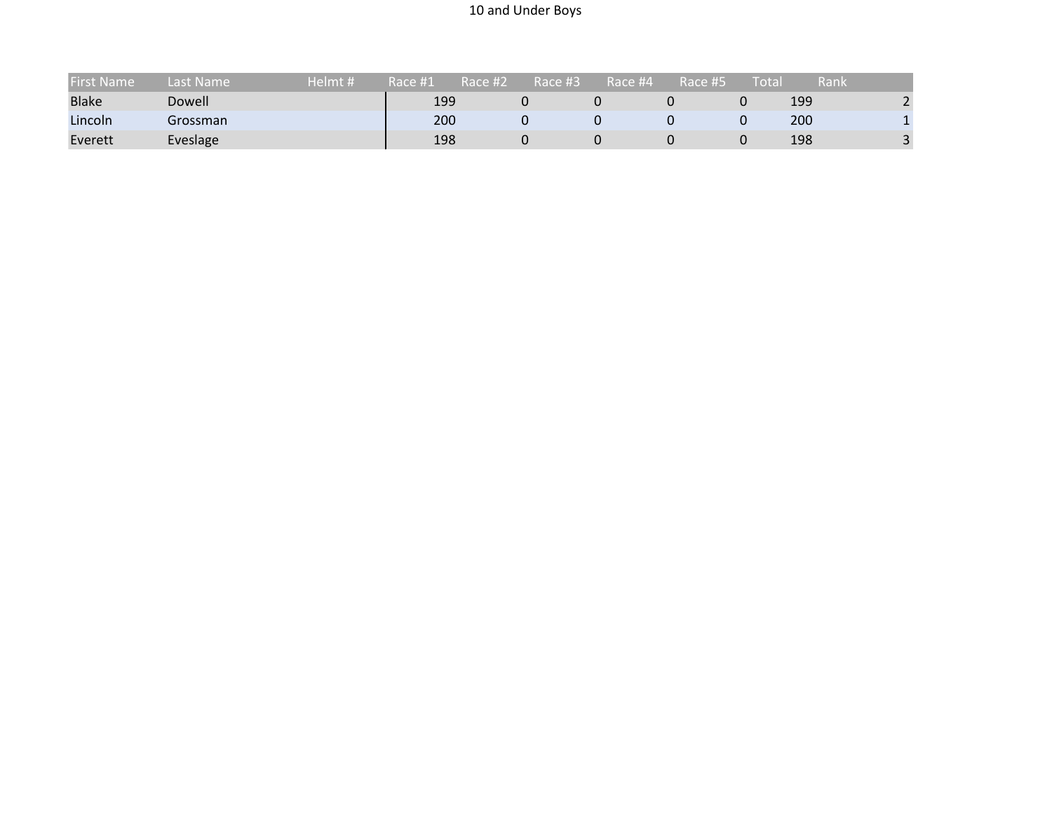10 and Under Boys

| First Name | Last Name | Helmt # | Race #1 | Race #2 | Race #3 | Race #4 | Race #5 | Total | Rank |
|---|---|---|---|---|---|---|---|---|---|
| Blake | Dowell | | 199 | 0 | 0 | 0 | 0 | 199 | 2 |
| Lincoln | Grossman | | 200 | 0 | 0 | 0 | 0 | 200 | 1 |
| Everett | Eveslage | | 198 | 0 | 0 | 0 | 0 | 198 | 3 |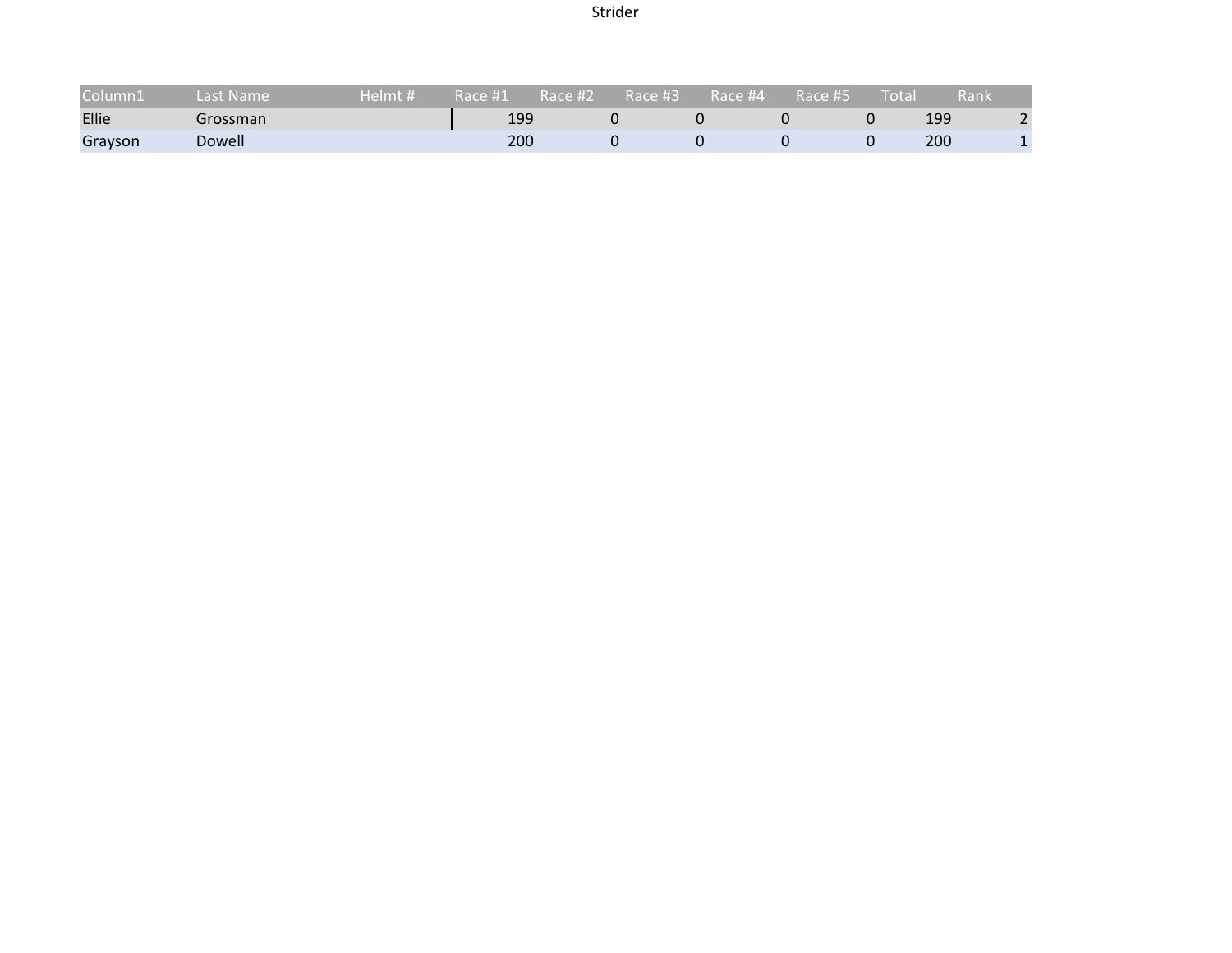Strider

| Column1 | Last Name | Helmt # | Race #1 | Race #2 | Race #3 | Race #4 | Race #5 | Total | Rank |
|---|---|---|---|---|---|---|---|---|---|
| Ellie | Grossman | | 199 | 0 | 0 | 0 | 0 | 199 | 2 |
| Grayson | Dowell | | 200 | 0 | 0 | 0 | 0 | 200 | 1 |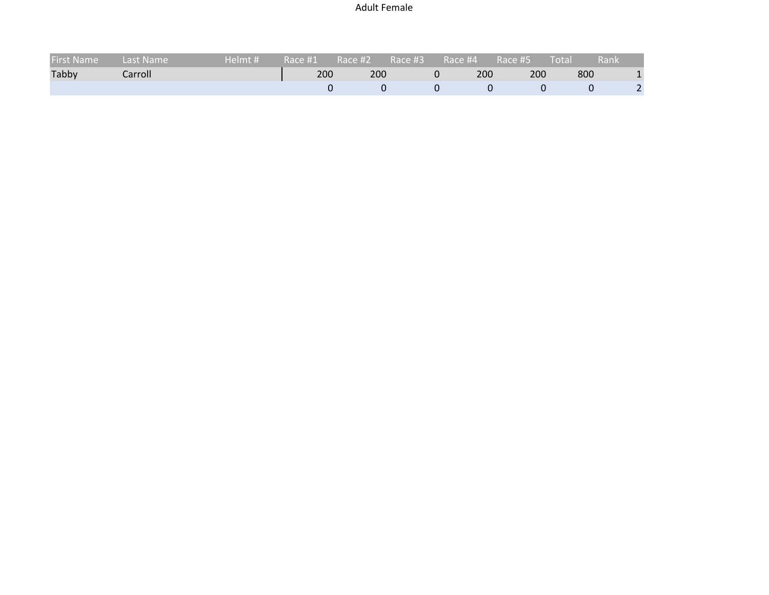Adult Female

| First Name | Last Name | Helmt # | Race #1 | Race #2 | Race #3 | Race #4 | Race #5 | Total | Rank |
| --- | --- | --- | --- | --- | --- | --- | --- | --- | --- |
| Tabby | Carroll | | 200 | 200 | 0 | 200 | 200 | 800 | 1 |
| | | | 0 | 0 | 0 | 0 | 0 | 0 | 2 |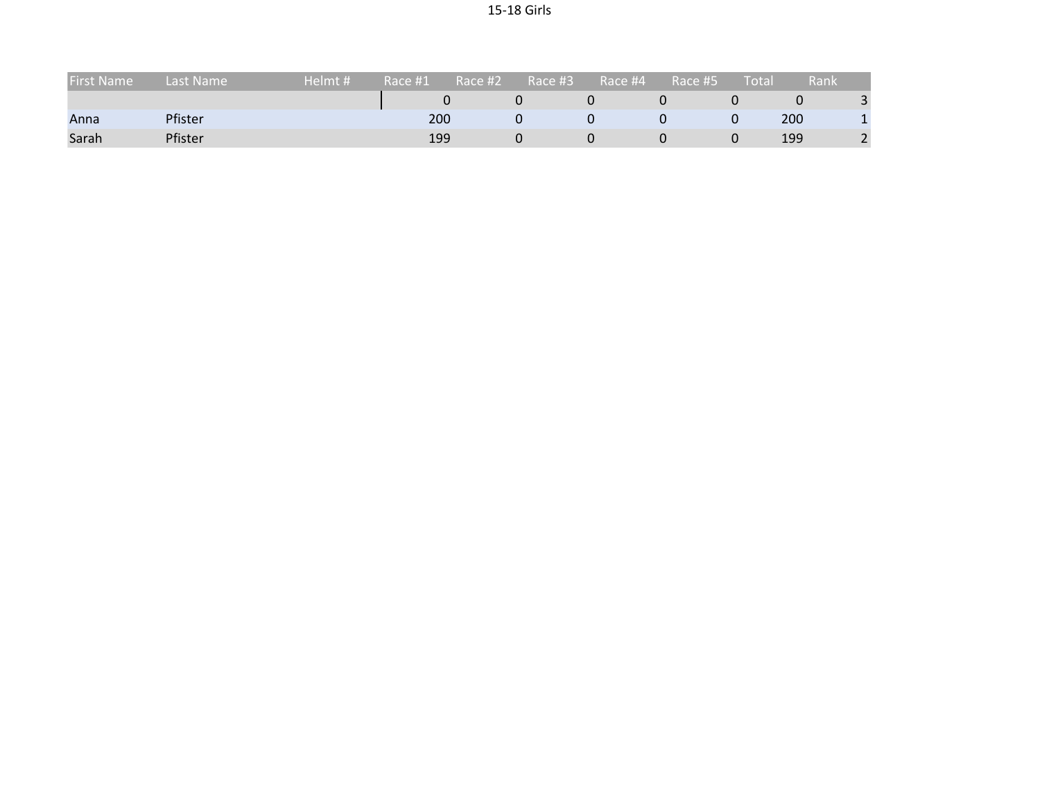15-18 Girls

| First Name | Last Name | Helmt # | Race #1 | Race #2 | Race #3 | Race #4 | Race #5 | Total | Rank |
|---|---|---|---|---|---|---|---|---|---|
| | | | 0 | 0 | 0 | 0 | 0 | 0 | 3 |
| Anna | Pfister | | 200 | 0 | 0 | 0 | 0 | 200 | 1 |
| Sarah | Pfister | | 199 | 0 | 0 | 0 | 0 | 199 | 2 |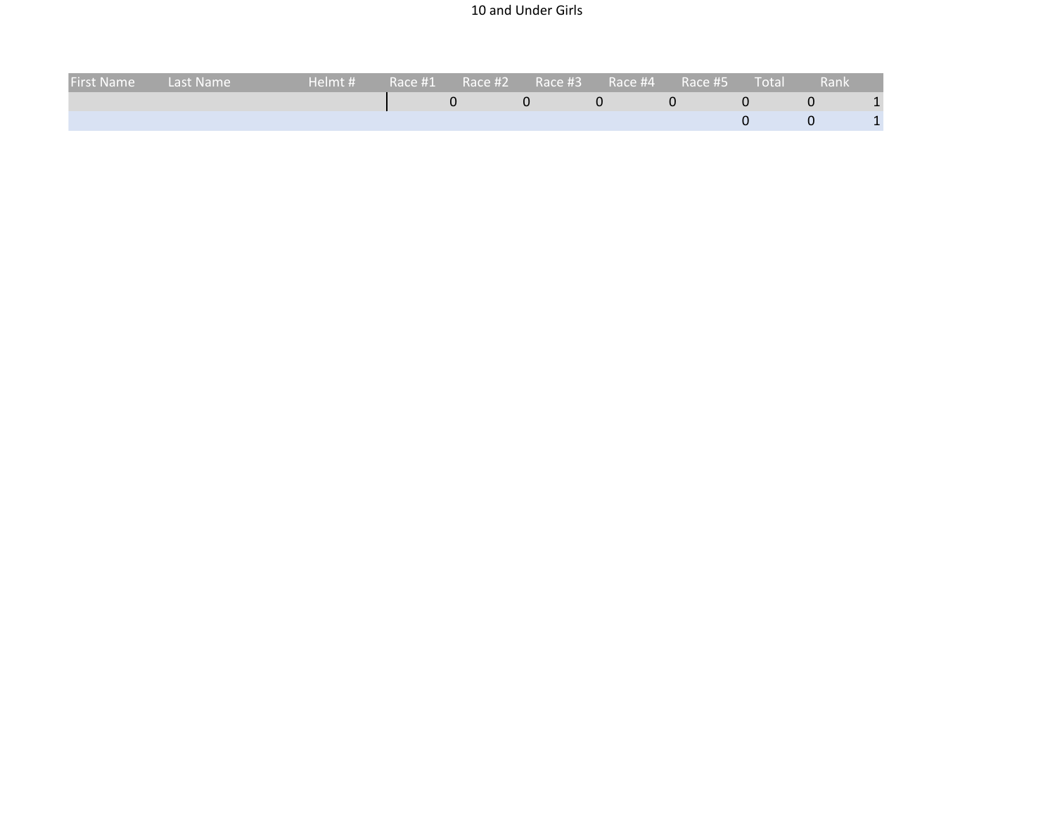10 and Under Girls

| First Name | Last Name | Helmt # | Race #1 | Race #2 | Race #3 | Race #4 | Race #5 | Total | Rank |
|---|---|---|---|---|---|---|---|---|---|
| | | | 0 | 0 | 0 | 0 | 0 | 0 | 1 |
| | | | | | | | 0 | 0 | 1 |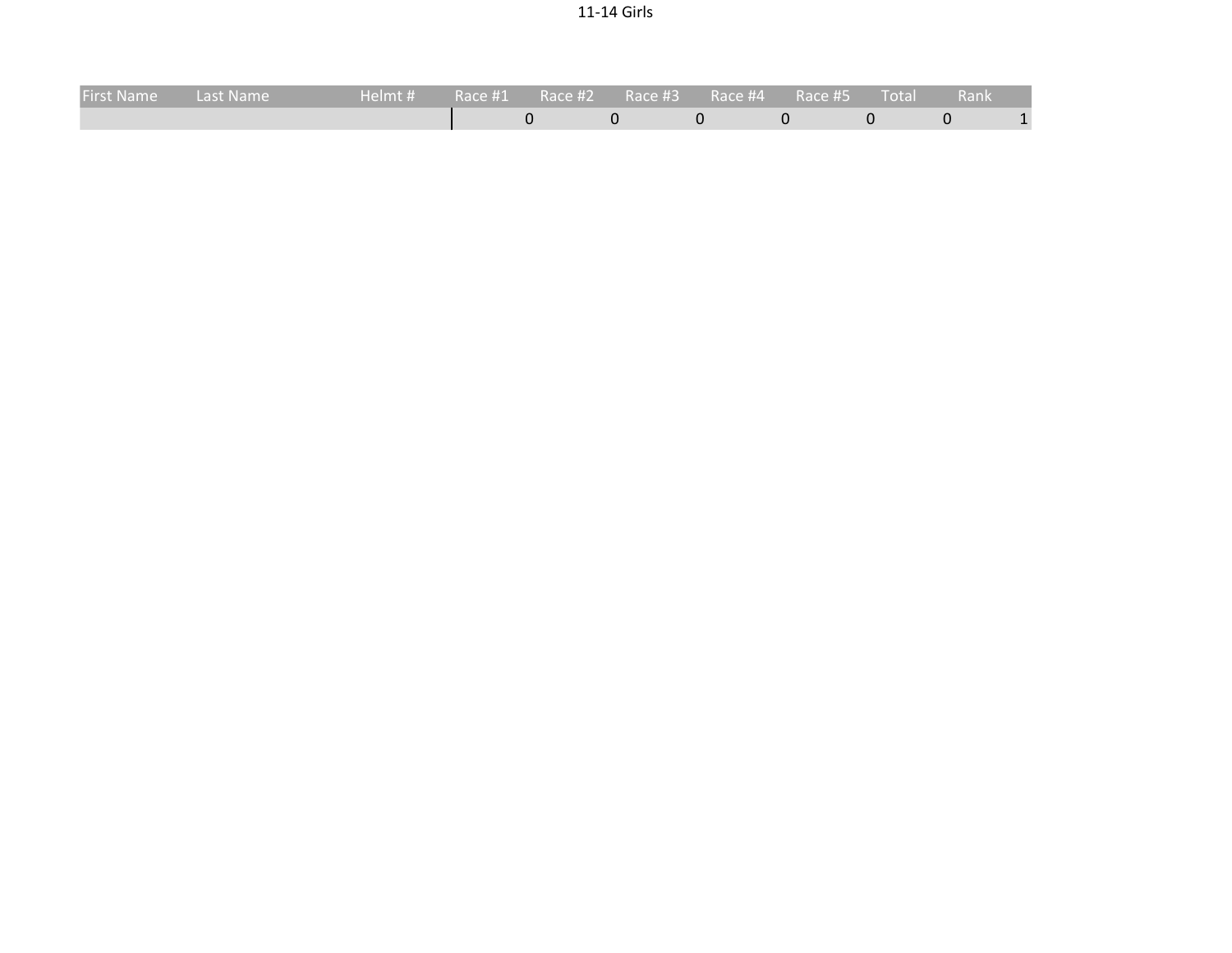# 11-14 Girls

| First Name | Last Name | Helmt # | Race #1 | Race #2 | Race #3 | Race #4 | Race #5 | Total | Rank |
|---|---|---|---|---|---|---|---|---|---|
| | | | 0 | 0 | 0 | 0 | 0 | 0 | 1 |